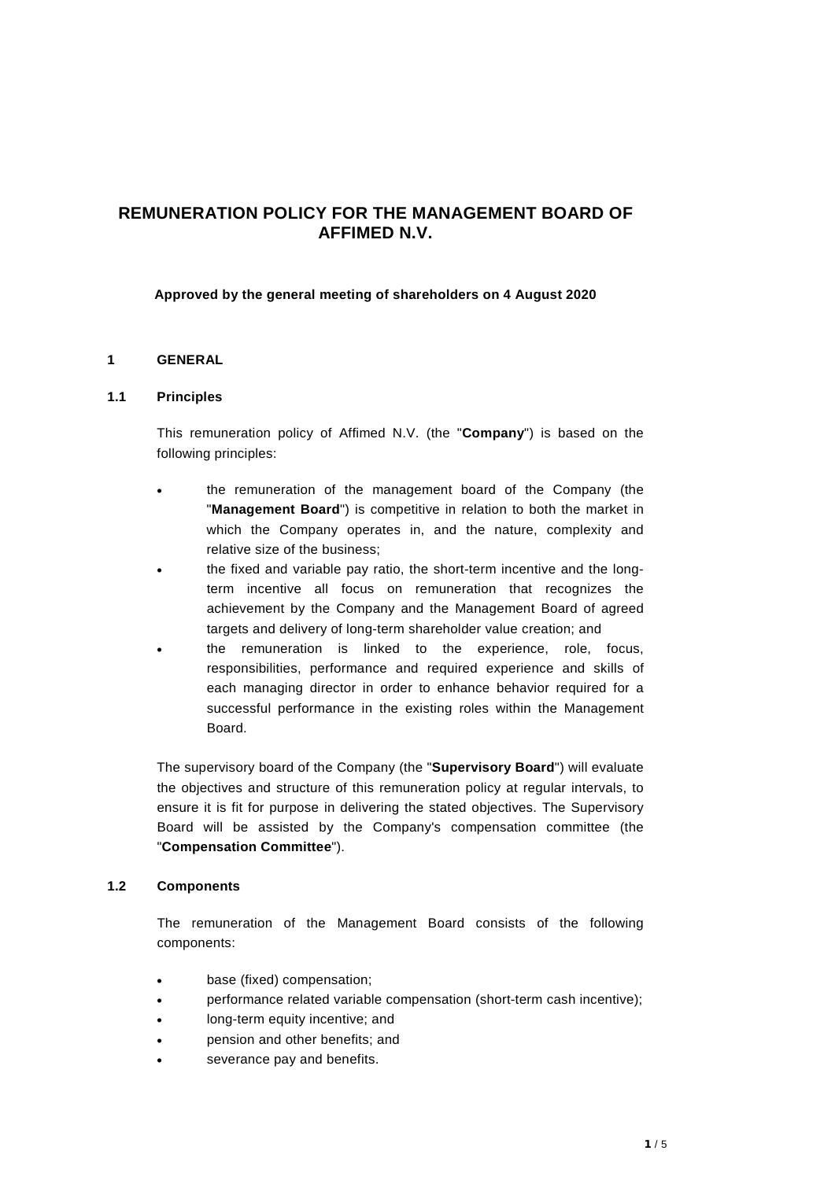# REMUNERATION POLICY FOR THE MANAGEMENT BOARD OF AFFIMED N.V.

**Approved by the general meeting of shareholders on 4 August 2020**

## 1 GENERAL

### 1.1 Principles

This remuneration policy of Affimed N.V. (the "**Company**") is based on the following principles:

- the remuneration of the management board of the Company (the "**Management Board**") is competitive in relation to both the market in which the Company operates in, and the nature, complexity and relative size of the business;
- the fixed and variable pay ratio, the short-term incentive and the long-term incentive all focus on remuneration that recognizes the achievement by the Company and the Management Board of agreed targets and delivery of long-term shareholder value creation; and
- the remuneration is linked to the experience, role, focus, responsibilities, performance and required experience and skills of each managing director in order to enhance behavior required for a successful performance in the existing roles within the Management Board.

The supervisory board of the Company (the "**Supervisory Board**") will evaluate the objectives and structure of this remuneration policy at regular intervals, to ensure it is fit for purpose in delivering the stated objectives. The Supervisory Board will be assisted by the Company's compensation committee (the "**Compensation Committee**").

### 1.2 Components

The remuneration of the Management Board consists of the following components:

- base (fixed) compensation;
- performance related variable compensation (short-term cash incentive);
- long-term equity incentive; and
- pension and other benefits; and
- severance pay and benefits.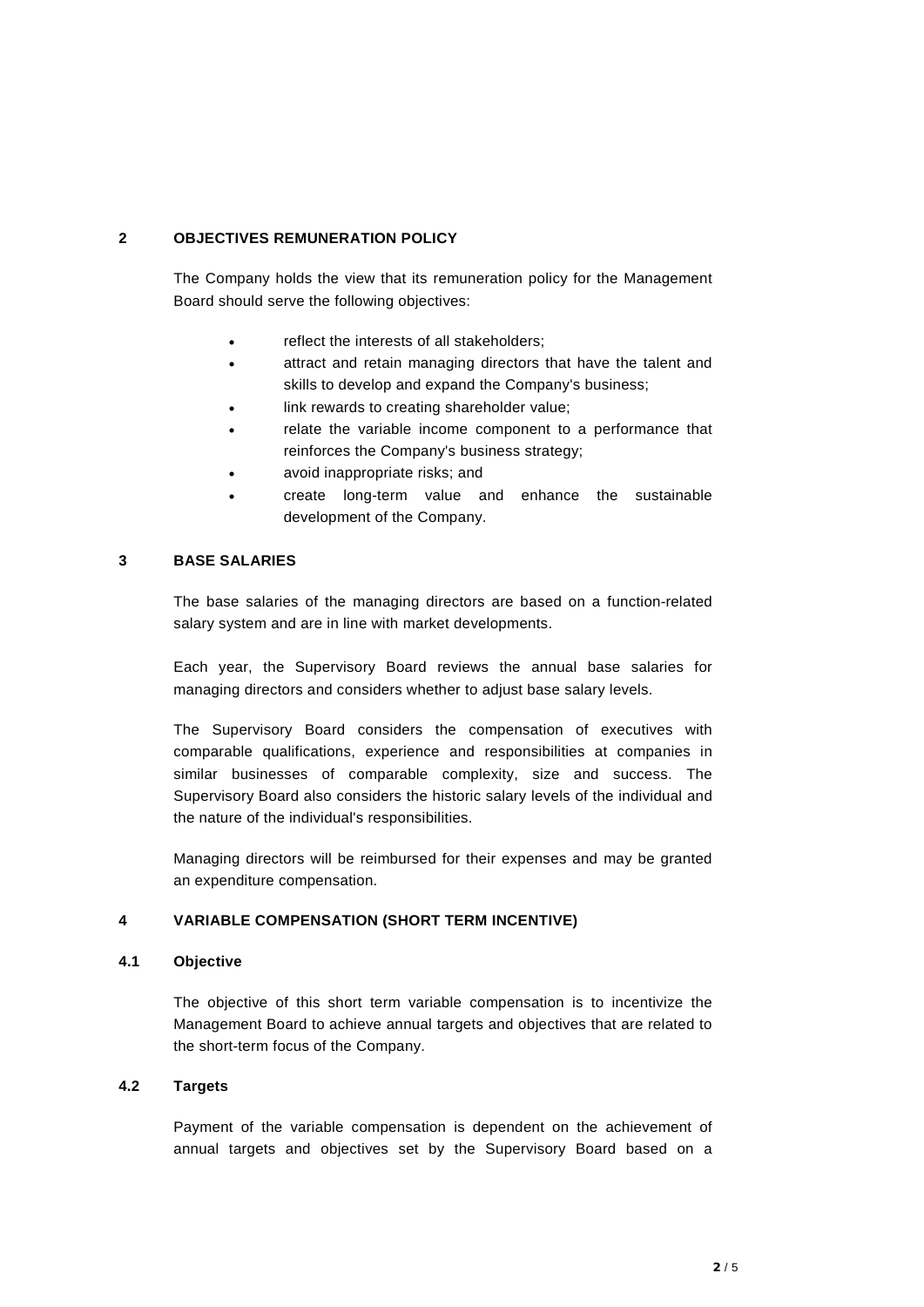## 2 OBJECTIVES REMUNERATION POLICY

The Company holds the view that its remuneration policy for the Management Board should serve the following objectives:

- reflect the interests of all stakeholders;
- attract and retain managing directors that have the talent and skills to develop and expand the Company's business;
- link rewards to creating shareholder value;
- relate the variable income component to a performance that reinforces the Company's business strategy;
- avoid inappropriate risks; and
- create long-term value and enhance the sustainable development of the Company.

## 3 BASE SALARIES

The base salaries of the managing directors are based on a function-related salary system and are in line with market developments.

Each year, the Supervisory Board reviews the annual base salaries for managing directors and considers whether to adjust base salary levels.

The Supervisory Board considers the compensation of executives with comparable qualifications, experience and responsibilities at companies in similar businesses of comparable complexity, size and success. The Supervisory Board also considers the historic salary levels of the individual and the nature of the individual's responsibilities.

Managing directors will be reimbursed for their expenses and may be granted an expenditure compensation.

## 4 VARIABLE COMPENSATION (SHORT TERM INCENTIVE)

### 4.1 Objective

The objective of this short term variable compensation is to incentivize the Management Board to achieve annual targets and objectives that are related to the short-term focus of the Company.

### 4.2 Targets

Payment of the variable compensation is dependent on the achievement of annual targets and objectives set by the Supervisory Board based on a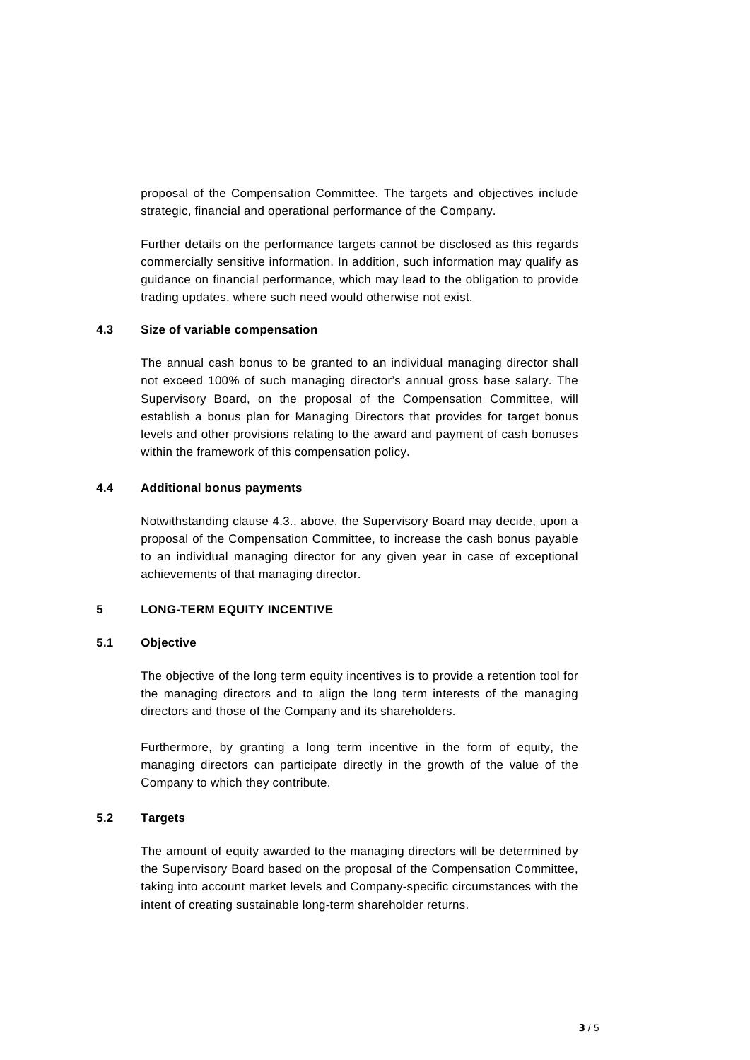proposal of the Compensation Committee. The targets and objectives include strategic, financial and operational performance of the Company.

Further details on the performance targets cannot be disclosed as this regards commercially sensitive information. In addition, such information may qualify as guidance on financial performance, which may lead to the obligation to provide trading updates, where such need would otherwise not exist.

### 4.3 Size of variable compensation

The annual cash bonus to be granted to an individual managing director shall not exceed 100% of such managing director's annual gross base salary. The Supervisory Board, on the proposal of the Compensation Committee, will establish a bonus plan for Managing Directors that provides for target bonus levels and other provisions relating to the award and payment of cash bonuses within the framework of this compensation policy.

### 4.4 Additional bonus payments

Notwithstanding clause 4.3., above, the Supervisory Board may decide, upon a proposal of the Compensation Committee, to increase the cash bonus payable to an individual managing director for any given year in case of exceptional achievements of that managing director.

## 5 LONG-TERM EQUITY INCENTIVE

### 5.1 Objective

The objective of the long term equity incentives is to provide a retention tool for the managing directors and to align the long term interests of the managing directors and those of the Company and its shareholders.

Furthermore, by granting a long term incentive in the form of equity, the managing directors can participate directly in the growth of the value of the Company to which they contribute.

### 5.2 Targets

The amount of equity awarded to the managing directors will be determined by the Supervisory Board based on the proposal of the Compensation Committee, taking into account market levels and Company-specific circumstances with the intent of creating sustainable long-term shareholder returns.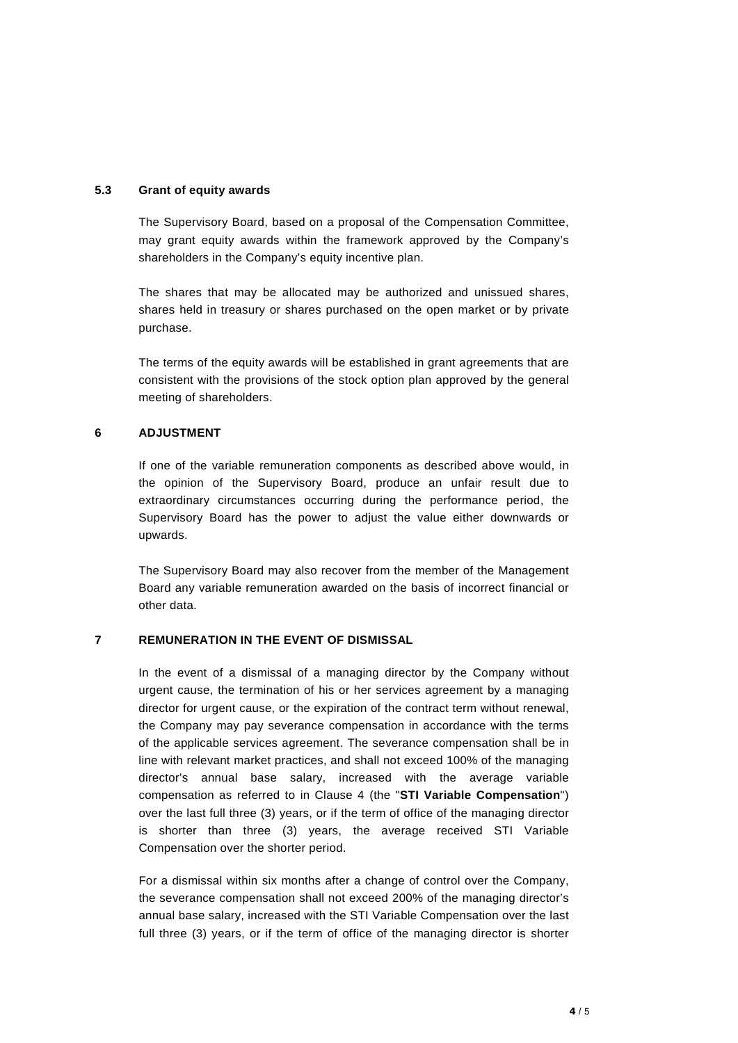### 5.3 Grant of equity awards

The Supervisory Board, based on a proposal of the Compensation Committee, may grant equity awards within the framework approved by the Company's shareholders in the Company's equity incentive plan.

The shares that may be allocated may be authorized and unissued shares, shares held in treasury or shares purchased on the open market or by private purchase.

The terms of the equity awards will be established in grant agreements that are consistent with the provisions of the stock option plan approved by the general meeting of shareholders.

## 6 ADJUSTMENT

If one of the variable remuneration components as described above would, in the opinion of the Supervisory Board, produce an unfair result due to extraordinary circumstances occurring during the performance period, the Supervisory Board has the power to adjust the value either downwards or upwards.

The Supervisory Board may also recover from the member of the Management Board any variable remuneration awarded on the basis of incorrect financial or other data.

## 7 REMUNERATION IN THE EVENT OF DISMISSAL

In the event of a dismissal of a managing director by the Company without urgent cause, the termination of his or her services agreement by a managing director for urgent cause, or the expiration of the contract term without renewal, the Company may pay severance compensation in accordance with the terms of the applicable services agreement. The severance compensation shall be in line with relevant market practices, and shall not exceed 100% of the managing director's annual base salary, increased with the average variable compensation as referred to in Clause 4 (the "**STI Variable Compensation**") over the last full three (3) years, or if the term of office of the managing director is shorter than three (3) years, the average received STI Variable Compensation over the shorter period.

For a dismissal within six months after a change of control over the Company, the severance compensation shall not exceed 200% of the managing director's annual base salary, increased with the STI Variable Compensation over the last full three (3) years, or if the term of office of the managing director is shorter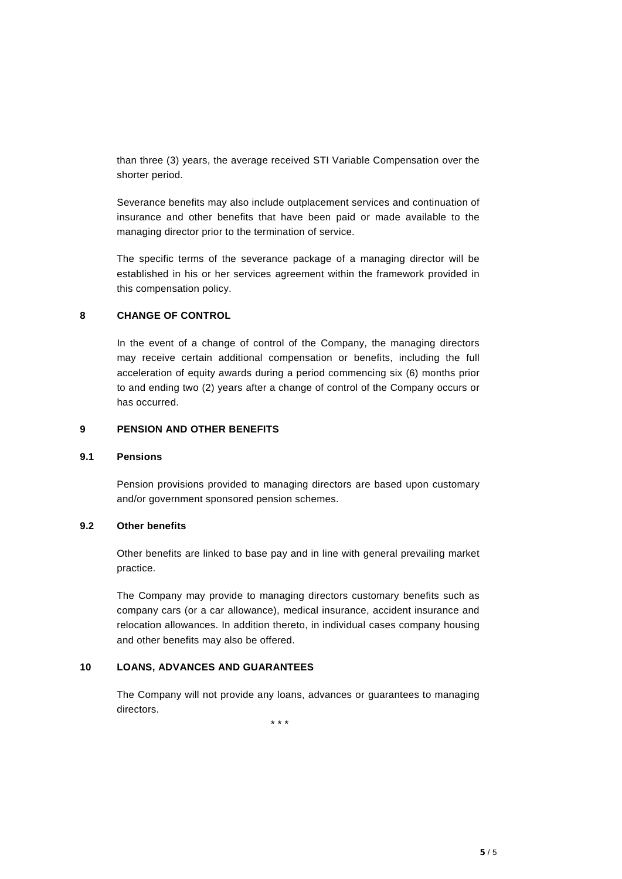than three (3) years, the average received STI Variable Compensation over the shorter period.

Severance benefits may also include outplacement services and continuation of insurance and other benefits that have been paid or made available to the managing director prior to the termination of service.

The specific terms of the severance package of a managing director will be established in his or her services agreement within the framework provided in this compensation policy.

## 8 CHANGE OF CONTROL

In the event of a change of control of the Company, the managing directors may receive certain additional compensation or benefits, including the full acceleration of equity awards during a period commencing six (6) months prior to and ending two (2) years after a change of control of the Company occurs or has occurred.

## 9 PENSION AND OTHER BENEFITS

### 9.1 Pensions

Pension provisions provided to managing directors are based upon customary and/or government sponsored pension schemes.

### 9.2 Other benefits

Other benefits are linked to base pay and in line with general prevailing market practice.

The Company may provide to managing directors customary benefits such as company cars (or a car allowance), medical insurance, accident insurance and relocation allowances. In addition thereto, in individual cases company housing and other benefits may also be offered.

## 10 LOANS, ADVANCES AND GUARANTEES

The Company will not provide any loans, advances or guarantees to managing directors.

* * *